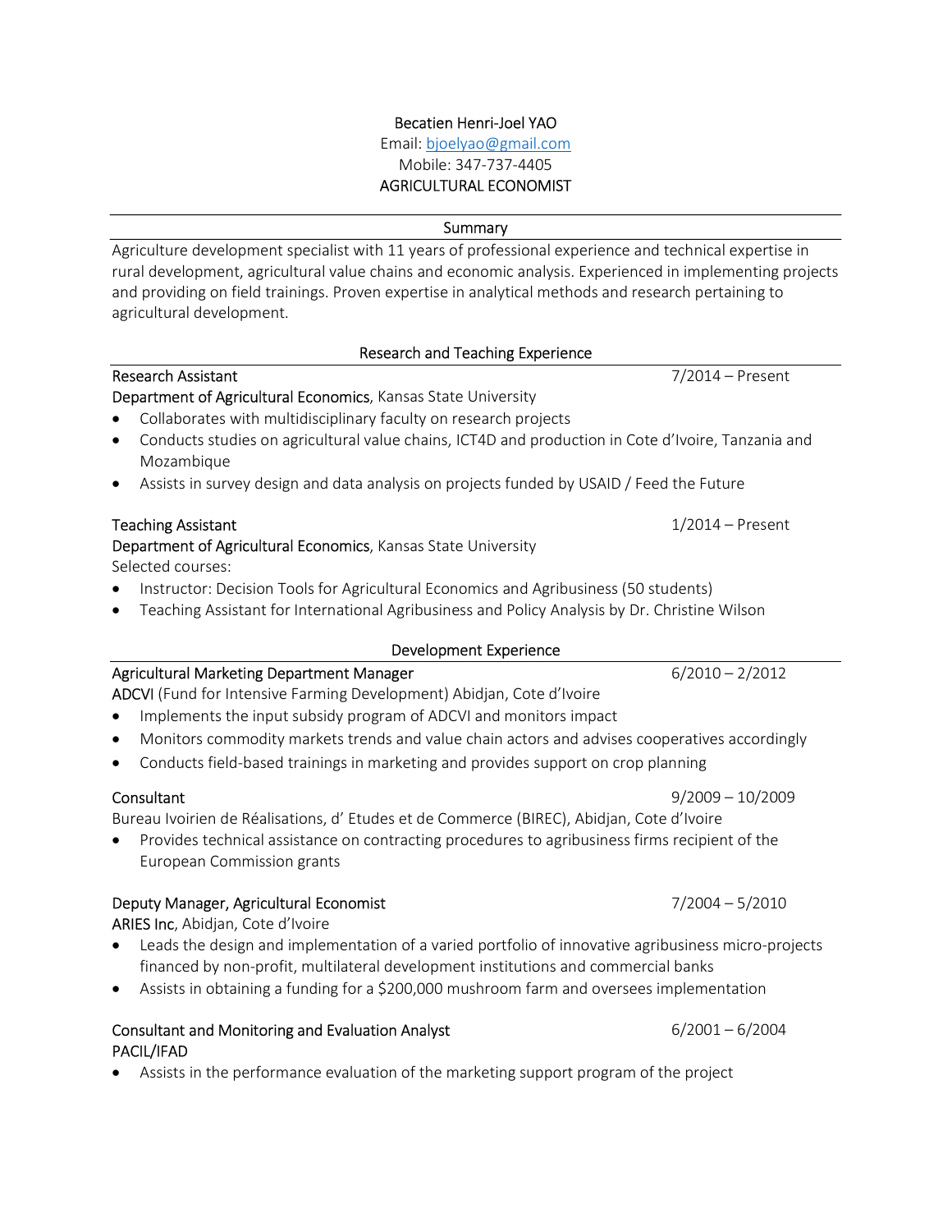# Becatien Henri-Joel YAO

Email: bjoelyao@gmail.com
Mobile: 347-737-4405
AGRICULTURAL ECONOMIST

## Summary

Agriculture development specialist with 11 years of professional experience and technical expertise in rural development, agricultural value chains and economic analysis. Experienced in implementing projects and providing on field trainings. Proven expertise in analytical methods and research pertaining to agricultural development.

## Research and Teaching Experience

**Research Assistant** — 7/2014 – Present
Department of Agricultural Economics, Kansas State University

- Collaborates with multidisciplinary faculty on research projects
- Conducts studies on agricultural value chains, ICT4D and production in Cote d'Ivoire, Tanzania and Mozambique
- Assists in survey design and data analysis on projects funded by USAID / Feed the Future

**Teaching Assistant** — 1/2014 – Present
Department of Agricultural Economics, Kansas State University
Selected courses:

- Instructor: Decision Tools for Agricultural Economics and Agribusiness (50 students)
- Teaching Assistant for International Agribusiness and Policy Analysis by Dr. Christine Wilson

## Development Experience

**Agricultural Marketing Department Manager** — 6/2010 – 2/2012
ADCVI (Fund for Intensive Farming Development) Abidjan, Cote d'Ivoire

- Implements the input subsidy program of ADCVI and monitors impact
- Monitors commodity markets trends and value chain actors and advises cooperatives accordingly
- Conducts field-based trainings in marketing and provides support on crop planning

**Consultant** — 9/2009 – 10/2009
Bureau Ivoirien de Réalisations, d' Etudes et de Commerce (BIREC), Abidjan, Cote d'Ivoire

- Provides technical assistance on contracting procedures to agribusiness firms recipient of the European Commission grants

**Deputy Manager, Agricultural Economist** — 7/2004 – 5/2010
ARIES Inc, Abidjan, Cote d'Ivoire

- Leads the design and implementation of a varied portfolio of innovative agribusiness micro-projects financed by non-profit, multilateral development institutions and commercial banks
- Assists in obtaining a funding for a $200,000 mushroom farm and oversees implementation

**Consultant and Monitoring and Evaluation Analyst** — 6/2001 – 6/2004
PACIL/IFAD

- Assists in the performance evaluation of the marketing support program of the project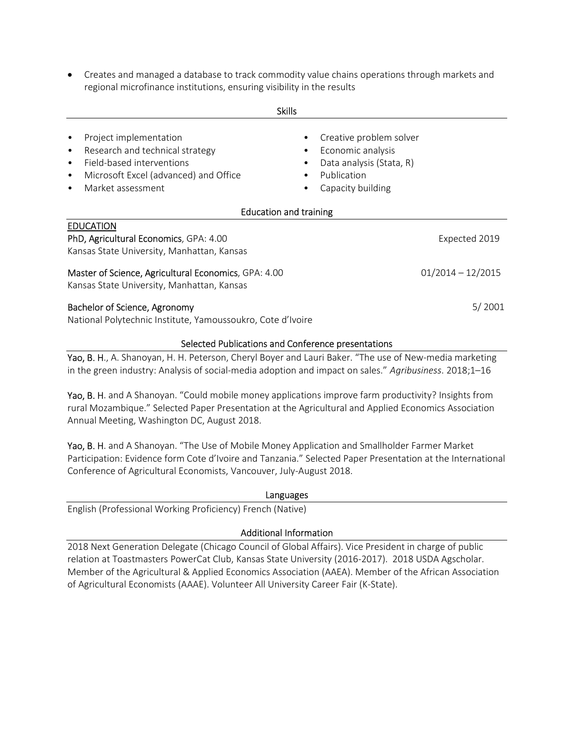- Creates and managed a database to track commodity value chains operations through markets and regional microfinance institutions, ensuring visibility in the results

## Skills

- Project implementation
- Research and technical strategy
- Field-based interventions
- Microsoft Excel (advanced) and Office
- Market assessment
- Creative problem solver
- Economic analysis
- Data analysis (Stata, R)
- Publication
- Capacity building

## Education and training

EDUCATION

PhD, Agricultural Economics, GPA: 4.00 — Expected 2019
Kansas State University, Manhattan, Kansas

Master of Science, Agricultural Economics, GPA: 4.00 — 01/2014 – 12/2015
Kansas State University, Manhattan, Kansas

Bachelor of Science, Agronomy — 5/ 2001
National Polytechnic Institute, Yamoussoukro, Cote d'Ivoire

## Selected Publications and Conference presentations

Yao, B. H., A. Shanoyan, H. H. Peterson, Cheryl Boyer and Lauri Baker. "The use of New-media marketing in the green industry: Analysis of social-media adoption and impact on sales." *Agribusiness*. 2018;1–16

Yao, B. H. and A Shanoyan. "Could mobile money applications improve farm productivity? Insights from rural Mozambique." Selected Paper Presentation at the Agricultural and Applied Economics Association Annual Meeting, Washington DC, August 2018.

Yao, B. H. and A Shanoyan. "The Use of Mobile Money Application and Smallholder Farmer Market Participation: Evidence form Cote d'Ivoire and Tanzania." Selected Paper Presentation at the International Conference of Agricultural Economists, Vancouver, July-August 2018.

## Languages

English (Professional Working Proficiency) French (Native)

## Additional Information

2018 Next Generation Delegate (Chicago Council of Global Affairs). Vice President in charge of public relation at Toastmasters PowerCat Club, Kansas State University (2016-2017). 2018 USDA Agscholar. Member of the Agricultural & Applied Economics Association (AAEA). Member of the African Association of Agricultural Economists (AAAE). Volunteer All University Career Fair (K-State).